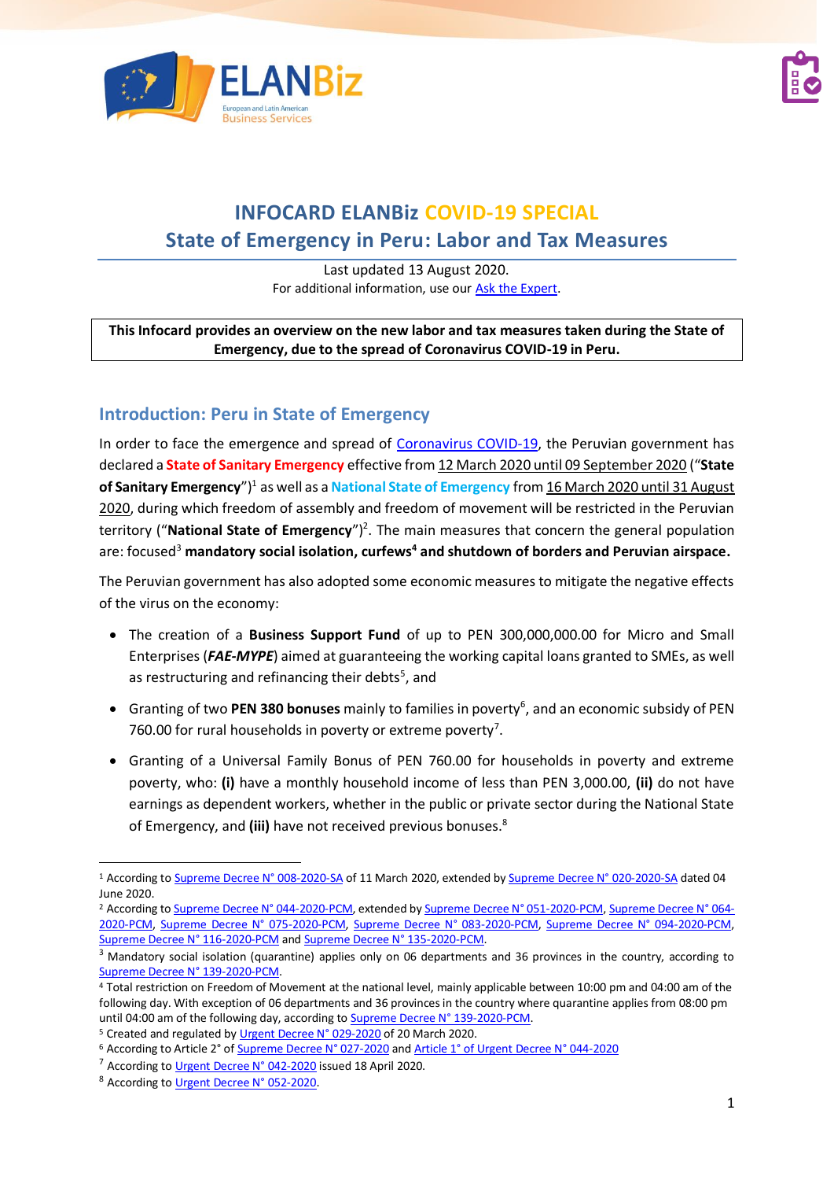# INFOCARD ELANBiz COVID-19 SPECIAL

## State of Emergency in Peru: Labor and Tax Measures

Last updated 13 August 2020.
For additional information, use our Ask the Expert.

**This Infocard provides an overview on the new labor and tax measures taken during the State of Emergency, due to the spread of Coronavirus COVID-19 in Peru.**

## Introduction: Peru in State of Emergency

In order to face the emergence and spread of Coronavirus COVID-19, the Peruvian government has declared a **State of Sanitary Emergency** effective from 12 March 2020 until 09 September 2020 ("**State of Sanitary Emergency**")[1] as well as a **National State of Emergency** from 16 March 2020 until 31 August 2020, during which freedom of assembly and freedom of movement will be restricted in the Peruvian territory ("**National State of Emergency**")[2]. The main measures that concern the general population are: focused[3] **mandatory social isolation, curfews[4] and shutdown of borders and Peruvian airspace.**

The Peruvian government has also adopted some economic measures to mitigate the negative effects of the virus on the economy:

- The creation of a **Business Support Fund** of up to PEN 300,000,000.00 for Micro and Small Enterprises (***FAE-MYPE***) aimed at guaranteeing the working capital loans granted to SMEs, as well as restructuring and refinancing their debts[5], and
- Granting of two **PEN 380 bonuses** mainly to families in poverty[6], and an economic subsidy of PEN 760.00 for rural households in poverty or extreme poverty[7].
- Granting of a Universal Family Bonus of PEN 760.00 for households in poverty and extreme poverty, who: **(i)** have a monthly household income of less than PEN 3,000.00, **(ii)** do not have earnings as dependent workers, whether in the public or private sector during the National State of Emergency, and **(iii)** have not received previous bonuses.[8]

---

[1] According to Supreme Decree N° 008-2020-SA of 11 March 2020, extended by Supreme Decree N° 020-2020-SA dated 04 June 2020.

[2] According to Supreme Decree N° 044-2020-PCM, extended by Supreme Decree N° 051-2020-PCM, Supreme Decree N° 064-2020-PCM, Supreme Decree N° 075-2020-PCM, Supreme Decree N° 083-2020-PCM, Supreme Decree N° 094-2020-PCM, Supreme Decree N° 116-2020-PCM and Supreme Decree N° 135-2020-PCM.

[3] Mandatory social isolation (quarantine) applies only on 06 departments and 36 provinces in the country, according to Supreme Decree N° 139-2020-PCM.

[4] Total restriction on Freedom of Movement at the national level, mainly applicable between 10:00 pm and 04:00 am of the following day. With exception of 06 departments and 36 provinces in the country where quarantine applies from 08:00 pm until 04:00 am of the following day, according to Supreme Decree N° 139-2020-PCM.

[5] Created and regulated by Urgent Decree N° 029-2020 of 20 March 2020.

[6] According to Article 2° of Supreme Decree N° 027-2020 and Article 1° of Urgent Decree N° 044-2020

[7] According to Urgent Decree N° 042-2020 issued 18 April 2020.

[8] According to Urgent Decree N° 052-2020.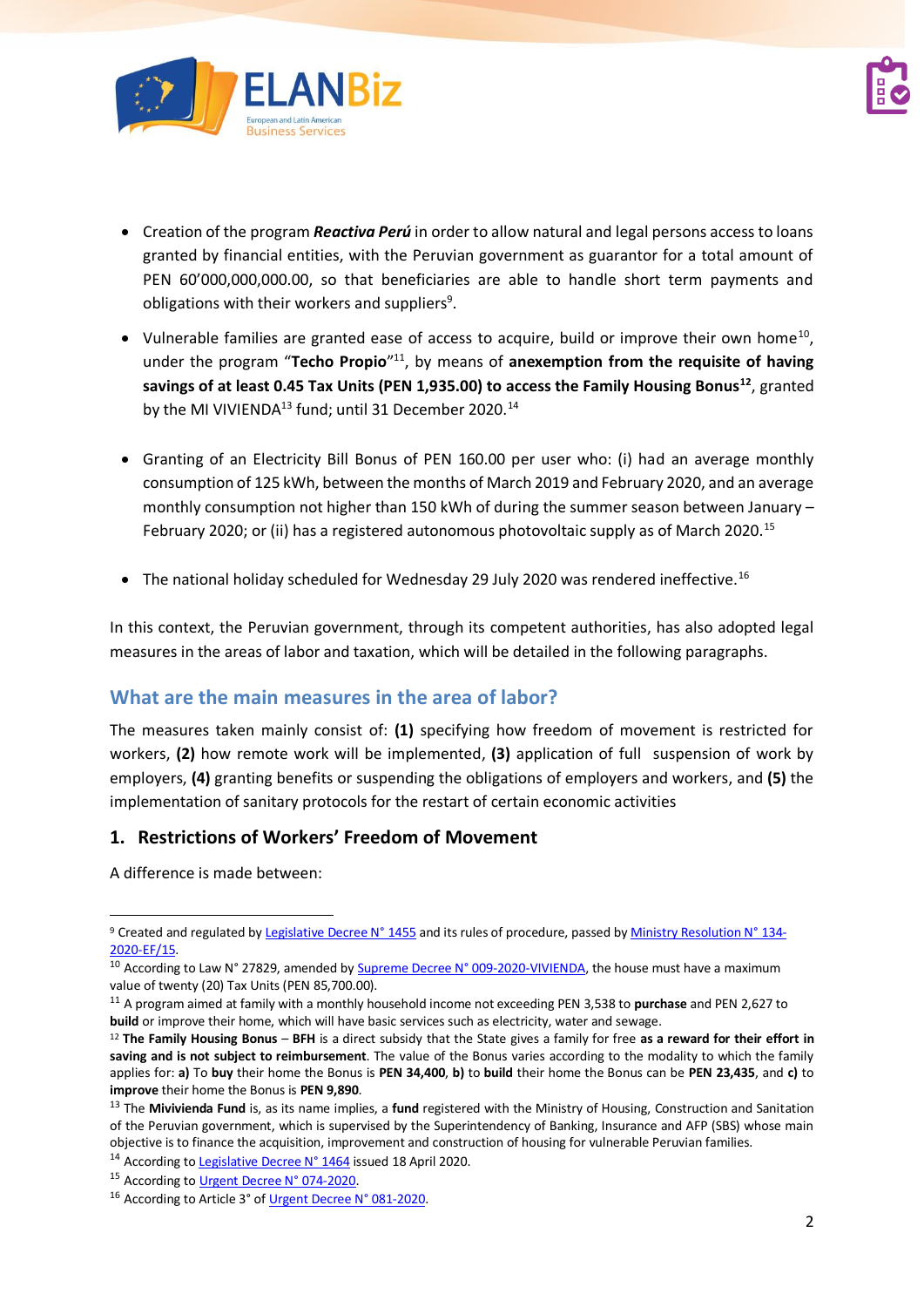- Creation of the program ***Reactiva Perú*** in order to allow natural and legal persons access to loans granted by financial entities, with the Peruvian government as guarantor for a total amount of PEN 60'000,000,000.00, so that beneficiaries are able to handle short term payments and obligations with their workers and suppliers[9].

- Vulnerable families are granted ease of access to acquire, build or improve their own home[10], under the program "**Techo Propio**"[11], by means of **anexemption from the requisite of having savings of at least 0.45 Tax Units (PEN 1,935.00) to access the Family Housing Bonus**[12], granted by the MI VIVIENDA[13] fund; until 31 December 2020.[14]

- Granting of an Electricity Bill Bonus of PEN 160.00 per user who: (i) had an average monthly consumption of 125 kWh, between the months of March 2019 and February 2020, and an average monthly consumption not higher than 150 kWh of during the summer season between January – February 2020; or (ii) has a registered autonomous photovoltaic supply as of March 2020.[15]

- The national holiday scheduled for Wednesday 29 July 2020 was rendered ineffective.[16]

In this context, the Peruvian government, through its competent authorities, has also adopted legal measures in the areas of labor and taxation, which will be detailed in the following paragraphs.

## What are the main measures in the area of labor?

The measures taken mainly consist of: **(1)** specifying how freedom of movement is restricted for workers, **(2)** how remote work will be implemented, **(3)** application of full suspension of work by employers, **(4)** granting benefits or suspending the obligations of employers and workers, and **(5)** the implementation of sanitary protocols for the restart of certain economic activities

### 1. Restrictions of Workers' Freedom of Movement

A difference is made between:

---

[9] Created and regulated by Legislative Decree N° 1455 and its rules of procedure, passed by Ministry Resolution N° 134-2020-EF/15.

[10] According to Law N° 27829, amended by Supreme Decree N° 009-2020-VIVIENDA, the house must have a maximum value of twenty (20) Tax Units (PEN 85,700.00).

[11] A program aimed at family with a monthly household income not exceeding PEN 3,538 to **purchase** and PEN 2,627 to **build** or improve their home, which will have basic services such as electricity, water and sewage.

[12] **The Family Housing Bonus** – **BFH** is a direct subsidy that the State gives a family for free **as a reward for their effort in saving and is not subject to reimbursement**. The value of the Bonus varies according to the modality to which the family applies for: **a)** To **buy** their home the Bonus is **PEN 34,400**, **b)** to **build** their home the Bonus can be **PEN 23,435**, and **c)** to **improve** their home the Bonus is **PEN 9,890**.

[13] The **Mivivienda Fund** is, as its name implies, a **fund** registered with the Ministry of Housing, Construction and Sanitation of the Peruvian government, which is supervised by the Superintendency of Banking, Insurance and AFP (SBS) whose main objective is to finance the acquisition, improvement and construction of housing for vulnerable Peruvian families.

[14] According to Legislative Decree N° 1464 issued 18 April 2020.

[15] According to Urgent Decree N° 074-2020.

[16] According to Article 3° of Urgent Decree N° 081-2020.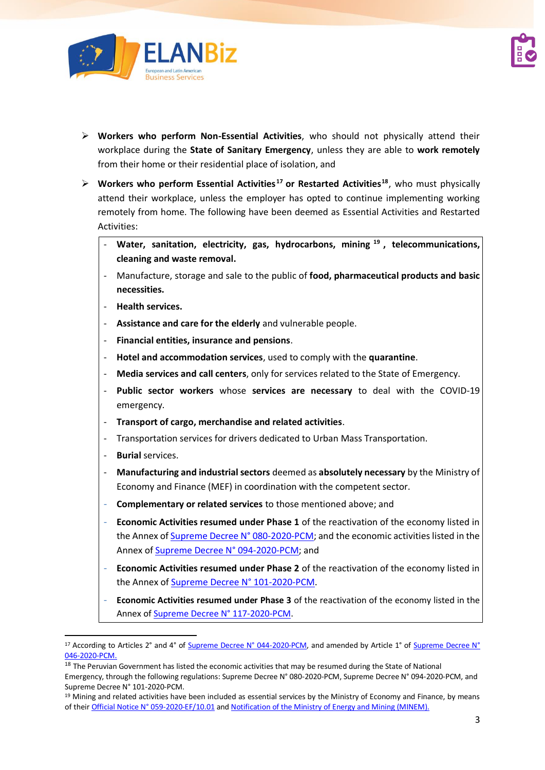- **Workers who perform Non-Essential Activities**, who should not physically attend their workplace during the **State of Sanitary Emergency**, unless they are able to **work remotely** from their home or their residential place of isolation, and

- **Workers who perform Essential Activities**[17] **or Restarted Activities**[18], who must physically attend their workplace, unless the employer has opted to continue implementing working remotely from home. The following have been deemed as Essential Activities and Restarted Activities:

  - **Water, sanitation, electricity, gas, hydrocarbons, mining** [19] **, telecommunications, cleaning and waste removal.**
  - Manufacture, storage and sale to the public of **food, pharmaceutical products and basic necessities.**
  - **Health services.**
  - **Assistance and care for the elderly** and vulnerable people.
  - **Financial entities, insurance and pensions**.
  - **Hotel and accommodation services**, used to comply with the **quarantine**.
  - **Media services and call centers**, only for services related to the State of Emergency.
  - **Public sector workers** whose **services are necessary** to deal with the COVID-19 emergency.
  - **Transport of cargo, merchandise and related activities**.
  - Transportation services for drivers dedicated to Urban Mass Transportation.
  - **Burial** services.
  - **Manufacturing and industrial sectors** deemed as **absolutely necessary** by the Ministry of Economy and Finance (MEF) in coordination with the competent sector.
  - **Complementary or related services** to those mentioned above; and
  - **Economic Activities resumed under Phase 1** of the reactivation of the economy listed in the Annex of Supreme Decree N° 080-2020-PCM; and the economic activities listed in the Annex of Supreme Decree N° 094-2020-PCM; and
  - **Economic Activities resumed under Phase 2** of the reactivation of the economy listed in the Annex of Supreme Decree N° 101-2020-PCM.
  - **Economic Activities resumed under Phase 3** of the reactivation of the economy listed in the Annex of Supreme Decree N° 117-2020-PCM.

---

[17] According to Articles 2° and 4° of Supreme Decree N° 044-2020-PCM, and amended by Article 1° of Supreme Decree N° 046-2020-PCM.

[18] The Peruvian Government has listed the economic activities that may be resumed during the State of National Emergency, through the following regulations: Supreme Decree N° 080-2020-PCM, Supreme Decree N° 094-2020-PCM, and Supreme Decree N° 101-2020-PCM.

[19] Mining and related activities have been included as essential services by the Ministry of Economy and Finance, by means of their Official Notice N° 059-2020-EF/10.01 and Notification of the Ministry of Energy and Mining (MINEM).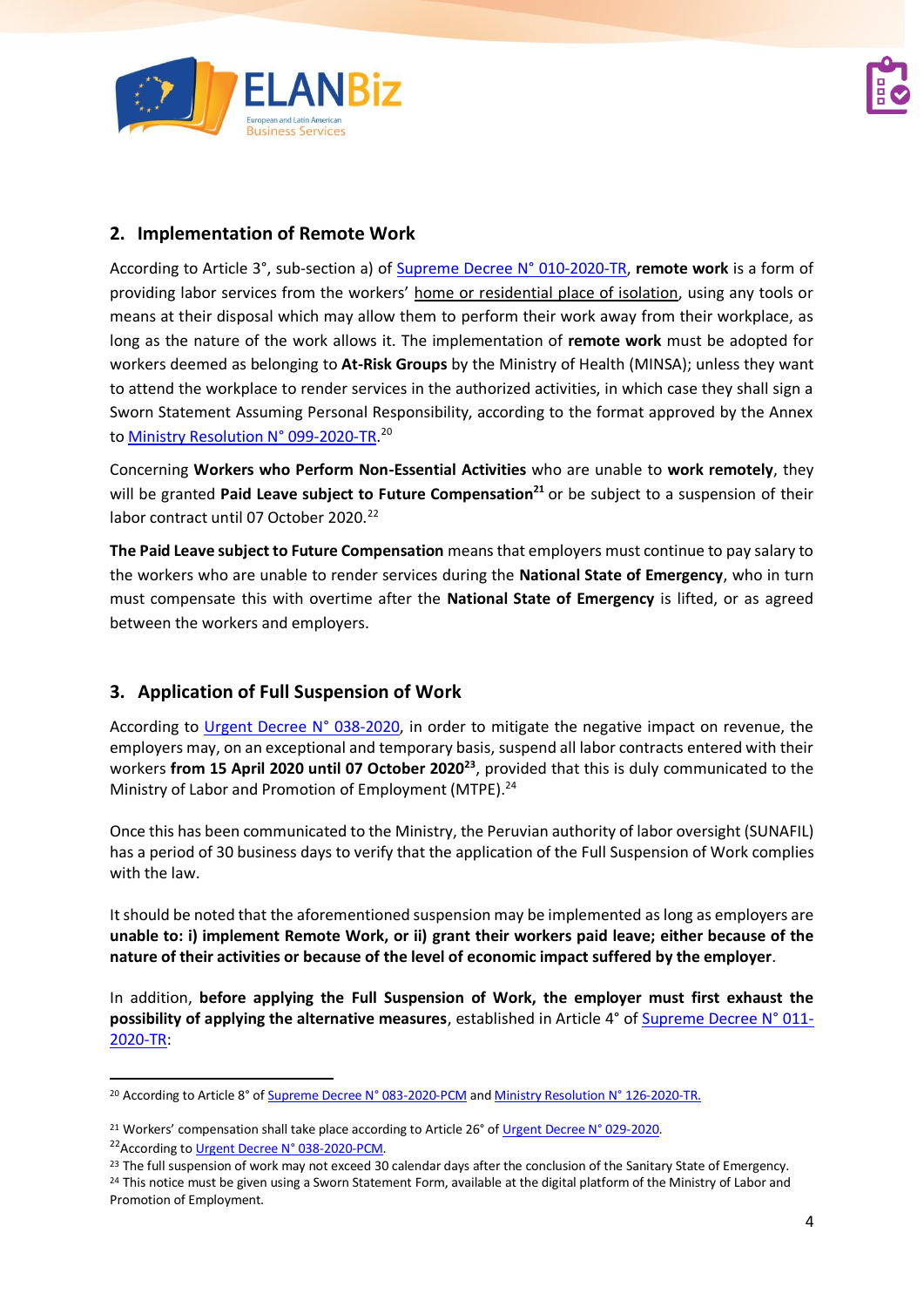## 2. Implementation of Remote Work

According to Article 3°, sub-section a) of Supreme Decree N° 010-2020-TR, **remote work** is a form of providing labor services from the workers' home or residential place of isolation, using any tools or means at their disposal which may allow them to perform their work away from their workplace, as long as the nature of the work allows it. The implementation of **remote work** must be adopted for workers deemed as belonging to **At-Risk Groups** by the Ministry of Health (MINSA); unless they want to attend the workplace to render services in the authorized activities, in which case they shall sign a Sworn Statement Assuming Personal Responsibility, according to the format approved by the Annex to Ministry Resolution N° 099-2020-TR.[20]

Concerning **Workers who Perform Non-Essential Activities** who are unable to **work remotely**, they will be granted **Paid Leave subject to Future Compensation**[21] or be subject to a suspension of their labor contract until 07 October 2020.[22]

**The Paid Leave subject to Future Compensation** means that employers must continue to pay salary to the workers who are unable to render services during the **National State of Emergency**, who in turn must compensate this with overtime after the **National State of Emergency** is lifted, or as agreed between the workers and employers.

## 3. Application of Full Suspension of Work

According to Urgent Decree N° 038-2020, in order to mitigate the negative impact on revenue, the employers may, on an exceptional and temporary basis, suspend all labor contracts entered with their workers **from 15 April 2020 until 07 October 2020**[23], provided that this is duly communicated to the Ministry of Labor and Promotion of Employment (MTPE).[24]

Once this has been communicated to the Ministry, the Peruvian authority of labor oversight (SUNAFIL) has a period of 30 business days to verify that the application of the Full Suspension of Work complies with the law.

It should be noted that the aforementioned suspension may be implemented as long as employers are **unable to: i) implement Remote Work, or ii) grant their workers paid leave; either because of the nature of their activities or because of the level of economic impact suffered by the employer**.

In addition, **before applying the Full Suspension of Work, the employer must first exhaust the possibility of applying the alternative measures**, established in Article 4° of Supreme Decree N° 011-2020-TR:

---

[20] According to Article 8° of Supreme Decree N° 083-2020-PCM and Ministry Resolution N° 126-2020-TR.

[21] Workers' compensation shall take place according to Article 26° of Urgent Decree N° 029-2020.

[22] According to Urgent Decree N° 038-2020-PCM.

[23] The full suspension of work may not exceed 30 calendar days after the conclusion of the Sanitary State of Emergency.

[24] This notice must be given using a Sworn Statement Form, available at the digital platform of the Ministry of Labor and Promotion of Employment.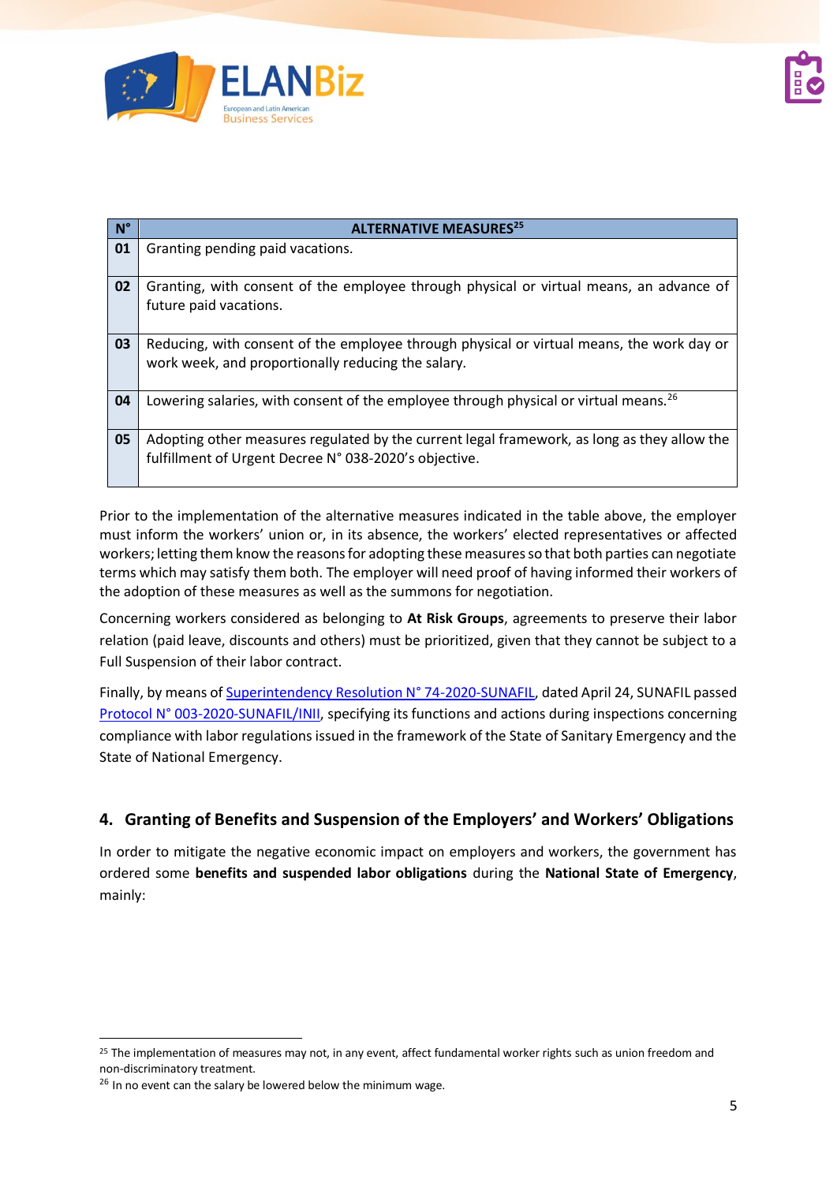| N° | ALTERNATIVE MEASURES[25] |
|---|---|
| **01** | Granting pending paid vacations. |
| **02** | Granting, with consent of the employee through physical or virtual means, an advance of future paid vacations. |
| **03** | Reducing, with consent of the employee through physical or virtual means, the work day or work week, and proportionally reducing the salary. |
| **04** | Lowering salaries, with consent of the employee through physical or virtual means.[26] |
| **05** | Adopting other measures regulated by the current legal framework, as long as they allow the fulfillment of Urgent Decree N° 038-2020's objective. |

Prior to the implementation of the alternative measures indicated in the table above, the employer must inform the workers' union or, in its absence, the workers' elected representatives or affected workers; letting them know the reasons for adopting these measures so that both parties can negotiate terms which may satisfy them both. The employer will need proof of having informed their workers of the adoption of these measures as well as the summons for negotiation.

Concerning workers considered as belonging to **At Risk Groups**, agreements to preserve their labor relation (paid leave, discounts and others) must be prioritized, given that they cannot be subject to a Full Suspension of their labor contract.

Finally, by means of Superintendency Resolution N° 74-2020-SUNAFIL, dated April 24, SUNAFIL passed Protocol N° 003-2020-SUNAFIL/INII, specifying its functions and actions during inspections concerning compliance with labor regulations issued in the framework of the State of Sanitary Emergency and the State of National Emergency.

## 4. Granting of Benefits and Suspension of the Employers' and Workers' Obligations

In order to mitigate the negative economic impact on employers and workers, the government has ordered some **benefits and suspended labor obligations** during the **National State of Emergency**, mainly:

[25] The implementation of measures may not, in any event, affect fundamental worker rights such as union freedom and non-discriminatory treatment.

[26] In no event can the salary be lowered below the minimum wage.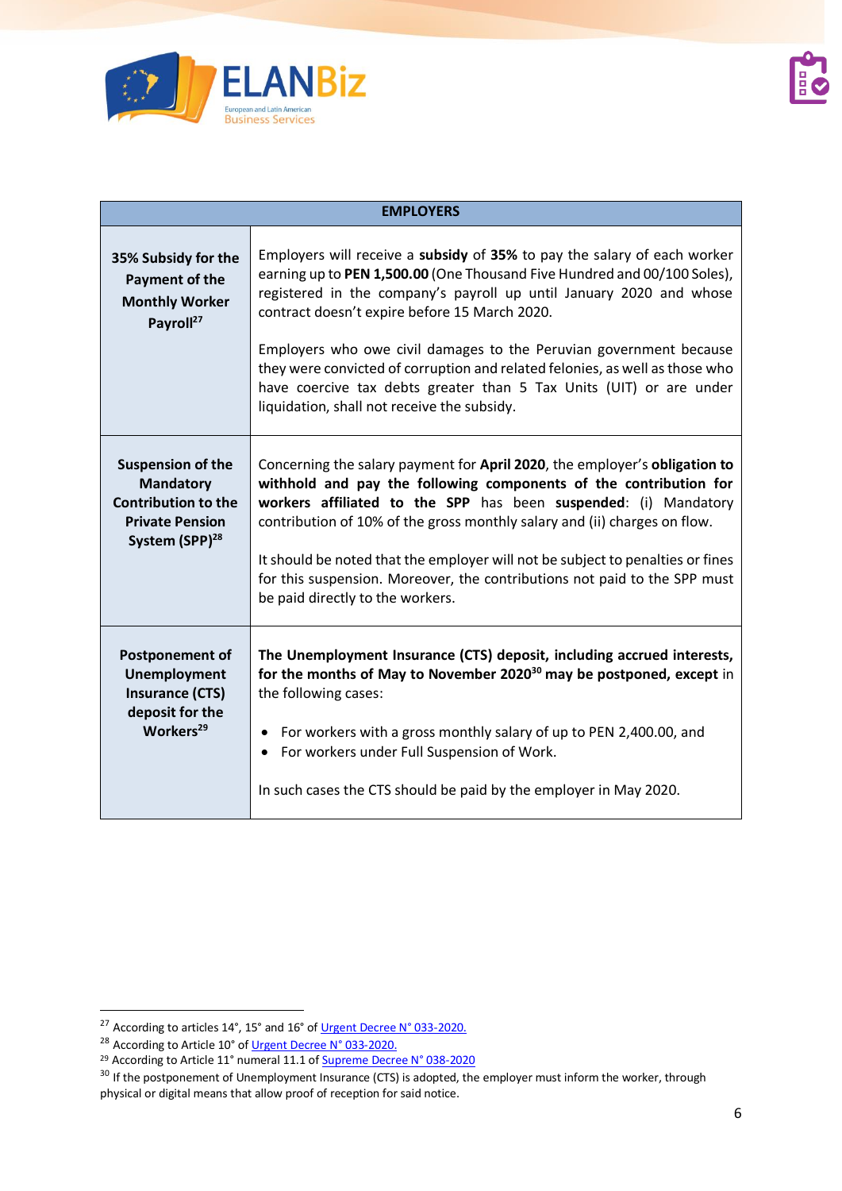| EMPLOYERS | |
|---|---|
| **35% Subsidy for the Payment of the Monthly Worker Payroll**[27] | Employers will receive a **subsidy** of **35%** to pay the salary of each worker earning up to **PEN 1,500.00** (One Thousand Five Hundred and 00/100 Soles), registered in the company's payroll up until January 2020 and whose contract doesn't expire before 15 March 2020.<br><br>Employers who owe civil damages to the Peruvian government because they were convicted of corruption and related felonies, as well as those who have coercive tax debts greater than 5 Tax Units (UIT) or are under liquidation, shall not receive the subsidy. |
| **Suspension of the Mandatory Contribution to the Private Pension System (SPP)**[28] | Concerning the salary payment for **April 2020**, the employer's **obligation to withhold and pay the following components of the contribution for workers affiliated to the SPP** has been **suspended**: (i) Mandatory contribution of 10% of the gross monthly salary and (ii) charges on flow.<br><br>It should be noted that the employer will not be subject to penalties or fines for this suspension. Moreover, the contributions not paid to the SPP must be paid directly to the workers. |
| **Postponement of Unemployment Insurance (CTS) deposit for the Workers**[29] | **The Unemployment Insurance (CTS) deposit, including accrued interests, for the months of May to November 2020**[30] **may be postponed, except** in the following cases:<br><br>• For workers with a gross monthly salary of up to PEN 2,400.00, and<br>• For workers under Full Suspension of Work.<br><br>In such cases the CTS should be paid by the employer in May 2020. |

[27] According to articles 14°, 15° and 16° of Urgent Decree N° 033-2020.

[28] According to Article 10° of Urgent Decree N° 033-2020.

[29] According to Article 11° numeral 11.1 of Supreme Decree N° 038-2020

[30] If the postponement of Unemployment Insurance (CTS) is adopted, the employer must inform the worker, through physical or digital means that allow proof of reception for said notice.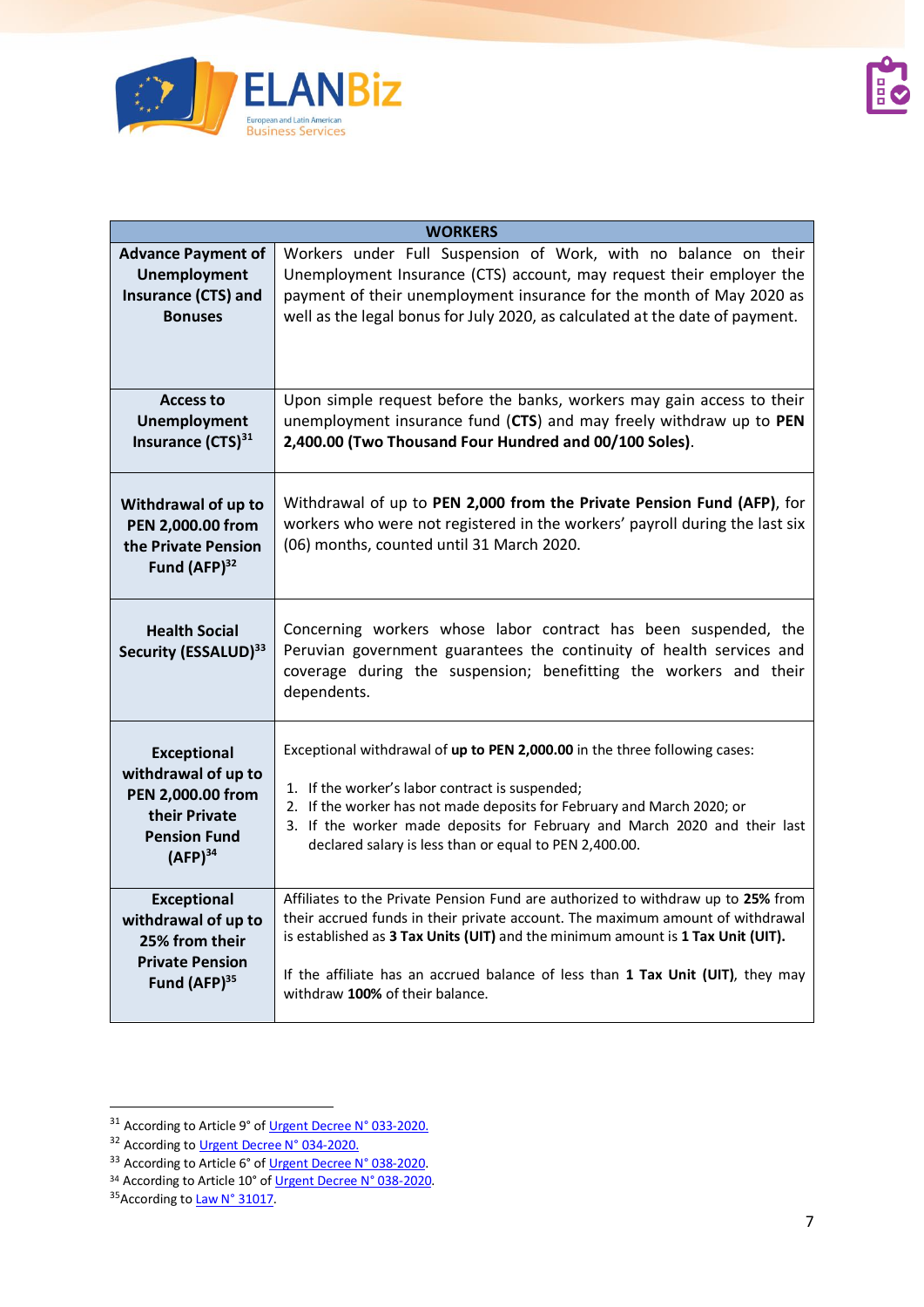| WORKERS | |
|---|---|
| **Advance Payment of Unemployment Insurance (CTS) and Bonuses** | Workers under Full Suspension of Work, with no balance on their Unemployment Insurance (CTS) account, may request their employer the payment of their unemployment insurance for the month of May 2020 as well as the legal bonus for July 2020, as calculated at the date of payment. |
| **Access to Unemployment Insurance (CTS)[31]** | Upon simple request before the banks, workers may gain access to their unemployment insurance fund (**CTS**) and may freely withdraw up to **PEN 2,400.00 (Two Thousand Four Hundred and 00/100 Soles)**. |
| **Withdrawal of up to PEN 2,000.00 from the Private Pension Fund (AFP)[32]** | Withdrawal of up to **PEN 2,000 from the Private Pension Fund (AFP)**, for workers who were not registered in the workers' payroll during the last six (06) months, counted until 31 March 2020. |
| **Health Social Security (ESSALUD)[33]** | Concerning workers whose labor contract has been suspended, the Peruvian government guarantees the continuity of health services and coverage during the suspension; benefitting the workers and their dependents. |
| **Exceptional withdrawal of up to PEN 2,000.00 from their Private Pension Fund (AFP)[34]** | Exceptional withdrawal of **up to PEN 2,000.00** in the three following cases:<br><br>1. If the worker's labor contract is suspended;<br>2. If the worker has not made deposits for February and March 2020; or<br>3. If the worker made deposits for February and March 2020 and their last declared salary is less than or equal to PEN 2,400.00. |
| **Exceptional withdrawal of up to 25% from their Private Pension Fund (AFP)[35]** | Affiliates to the Private Pension Fund are authorized to withdraw up to **25%** from their accrued funds in their private account. The maximum amount of withdrawal is established as **3 Tax Units (UIT)** and the minimum amount is **1 Tax Unit (UIT).**<br><br>If the affiliate has an accrued balance of less than **1 Tax Unit (UIT)**, they may withdraw **100%** of their balance. |

[31] According to Article 9° of Urgent Decree N° 033-2020.

[32] According to Urgent Decree N° 034-2020.

[33] According to Article 6° of Urgent Decree N° 038-2020.

[34] According to Article 10° of Urgent Decree N° 038-2020.

[35] According to Law N° 31017.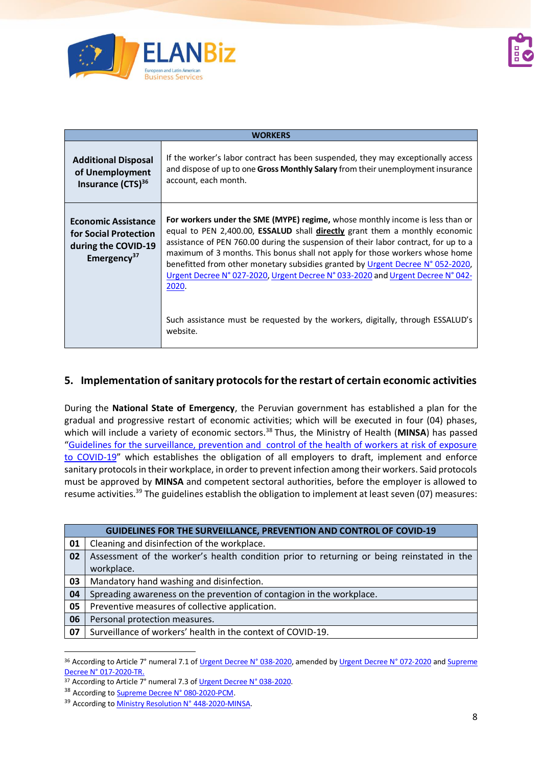| WORKERS | |
|---|---|
| **Additional Disposal of Unemployment Insurance (CTS)**[36] | If the worker's labor contract has been suspended, they may exceptionally access and dispose of up to one **Gross Monthly Salary** from their unemployment insurance account, each month. |
| **Economic Assistance for Social Protection during the COVID-19 Emergency**[37] | **For workers under the SME (MYPE) regime,** whose monthly income is less than or equal to PEN 2,400.00, **ESSALUD** shall **directly** grant them a monthly economic assistance of PEN 760.00 during the suspension of their labor contract, for up to a maximum of 3 months. This bonus shall not apply for those workers whose home benefitted from other monetary subsidies granted by Urgent Decree N° 052-2020, Urgent Decree N° 027-2020, Urgent Decree N° 033-2020 and Urgent Decree N° 042-2020.<br><br>Such assistance must be requested by the workers, digitally, through ESSALUD's website. |

## 5. Implementation of sanitary protocols for the restart of certain economic activities

During the **National State of Emergency**, the Peruvian government has established a plan for the gradual and progressive restart of economic activities; which will be executed in four (04) phases, which will include a variety of economic sectors.[38] Thus, the Ministry of Health (**MINSA**) has passed "Guidelines for the surveillance, prevention and control of the health of workers at risk of exposure to COVID-19" which establishes the obligation of all employers to draft, implement and enforce sanitary protocols in their workplace, in order to prevent infection among their workers. Said protocols must be approved by **MINSA** and competent sectoral authorities, before the employer is allowed to resume activities.[39] The guidelines establish the obligation to implement at least seven (07) measures:

| GUIDELINES FOR THE SURVEILLANCE, PREVENTION AND CONTROL OF COVID-19 | |
|---|---|
| **01** | Cleaning and disinfection of the workplace. |
| **02** | Assessment of the worker's health condition prior to returning or being reinstated in the workplace. |
| **03** | Mandatory hand washing and disinfection. |
| **04** | Spreading awareness on the prevention of contagion in the workplace. |
| **05** | Preventive measures of collective application. |
| **06** | Personal protection measures. |
| **07** | Surveillance of workers' health in the context of COVID-19. |

---

[36] According to Article 7° numeral 7.1 of Urgent Decree N° 038-2020, amended by Urgent Decree N° 072-2020 and Supreme Decree N° 017-2020-TR.

[37] According to Article 7° numeral 7.3 of Urgent Decree N° 038-2020.

[38] According to Supreme Decree N° 080-2020-PCM.

[39] According to Ministry Resolution N° 448-2020-MINSA.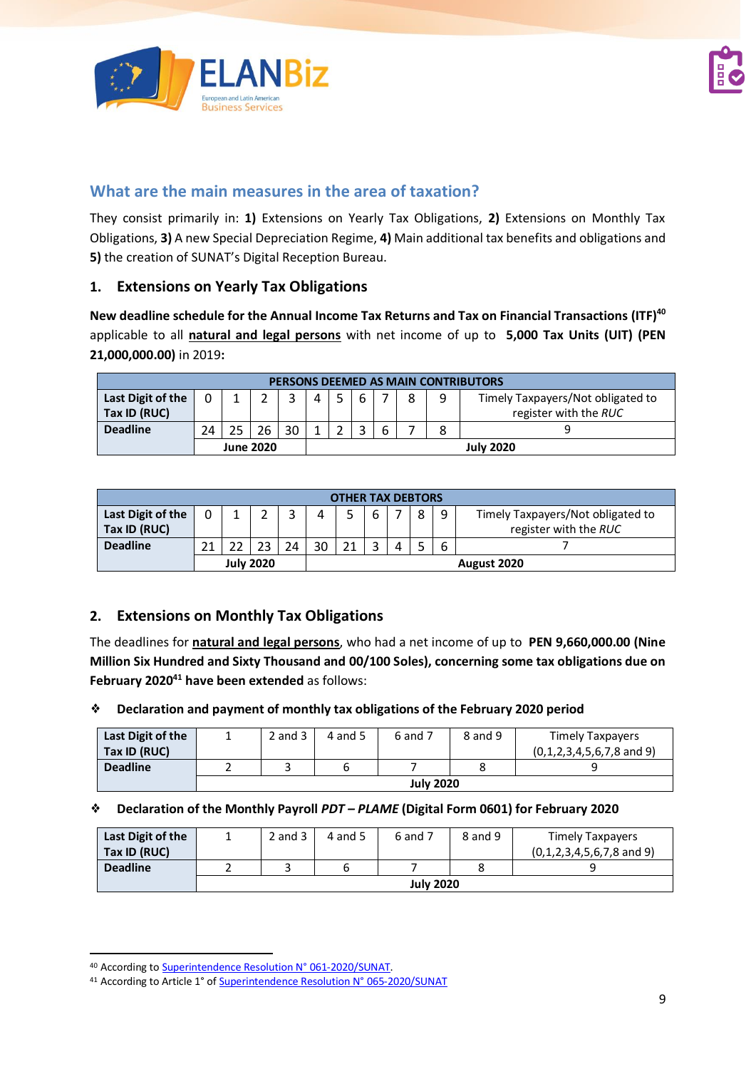## What are the main measures in the area of taxation?

They consist primarily in: **1)** Extensions on Yearly Tax Obligations, **2)** Extensions on Monthly Tax Obligations, **3)** A new Special Depreciation Regime, **4)** Main additional tax benefits and obligations and **5)** the creation of SUNAT's Digital Reception Bureau.

### 1. Extensions on Yearly Tax Obligations

**New deadline schedule for the Annual Income Tax Returns and Tax on Financial Transactions (ITF)**[40] applicable to all **natural and legal persons** with net income of up to **5,000 Tax Units (UIT) (PEN 21,000,000.00)** in 2019**:**

| PERSONS DEEMED AS MAIN CONTRIBUTORS | | | | | | | | | | | |
|---|---|---|---|---|---|---|---|---|---|---|---|
| **Last Digit of the Tax ID (RUC)** | 0 | 1 | 2 | 3 | 4 | 5 | 6 | 7 | 8 | 9 | Timely Taxpayers/Not obligated to register with the *RUC* |
| **Deadline** | 24 | 25 | 26 | 30 | 1 | 2 | 3 | 6 | 7 | 8 | 9 |
| | **June 2020** | | | | **July 2020** | | | | | | |

| OTHER TAX DEBTORS | | | | | | | | | | | |
|---|---|---|---|---|---|---|---|---|---|---|---|
| **Last Digit of the Tax ID (RUC)** | 0 | 1 | 2 | 3 | 4 | 5 | 6 | 7 | 8 | 9 | Timely Taxpayers/Not obligated to register with the *RUC* |
| **Deadline** | 21 | 22 | 23 | 24 | 30 | 21 | 3 | 4 | 5 | 6 | 7 |
| | **July 2020** | | | | **August 2020** | | | | | | |

### 2. Extensions on Monthly Tax Obligations

The deadlines for **natural and legal persons**, who had a net income of up to **PEN 9,660,000.00 (Nine Million Six Hundred and Sixty Thousand and 00/100 Soles), concerning some tax obligations due on February 2020**[41] **have been extended** as follows:

- **Declaration and payment of monthly tax obligations of the February 2020 period**

| **Last Digit of the Tax ID (RUC)** | 1 | 2 and 3 | 4 and 5 | 6 and 7 | 8 and 9 | Timely Taxpayers (0,1,2,3,4,5,6,7,8 and 9) |
|---|---|---|---|---|---|---|
| **Deadline** | 2 | 3 | 6 | 7 | 8 | 9 |
| | **July 2020** | | | | | |

- **Declaration of the Monthly Payroll *PDT – PLAME* (Digital Form 0601) for February 2020**

| **Last Digit of the Tax ID (RUC)** | 1 | 2 and 3 | 4 and 5 | 6 and 7 | 8 and 9 | Timely Taxpayers (0,1,2,3,4,5,6,7,8 and 9) |
|---|---|---|---|---|---|---|
| **Deadline** | 2 | 3 | 6 | 7 | 8 | 9 |
| | **July 2020** | | | | | |

[40] According to Superintendence Resolution N° 061-2020/SUNAT.

[41] According to Article 1° of Superintendence Resolution N° 065-2020/SUNAT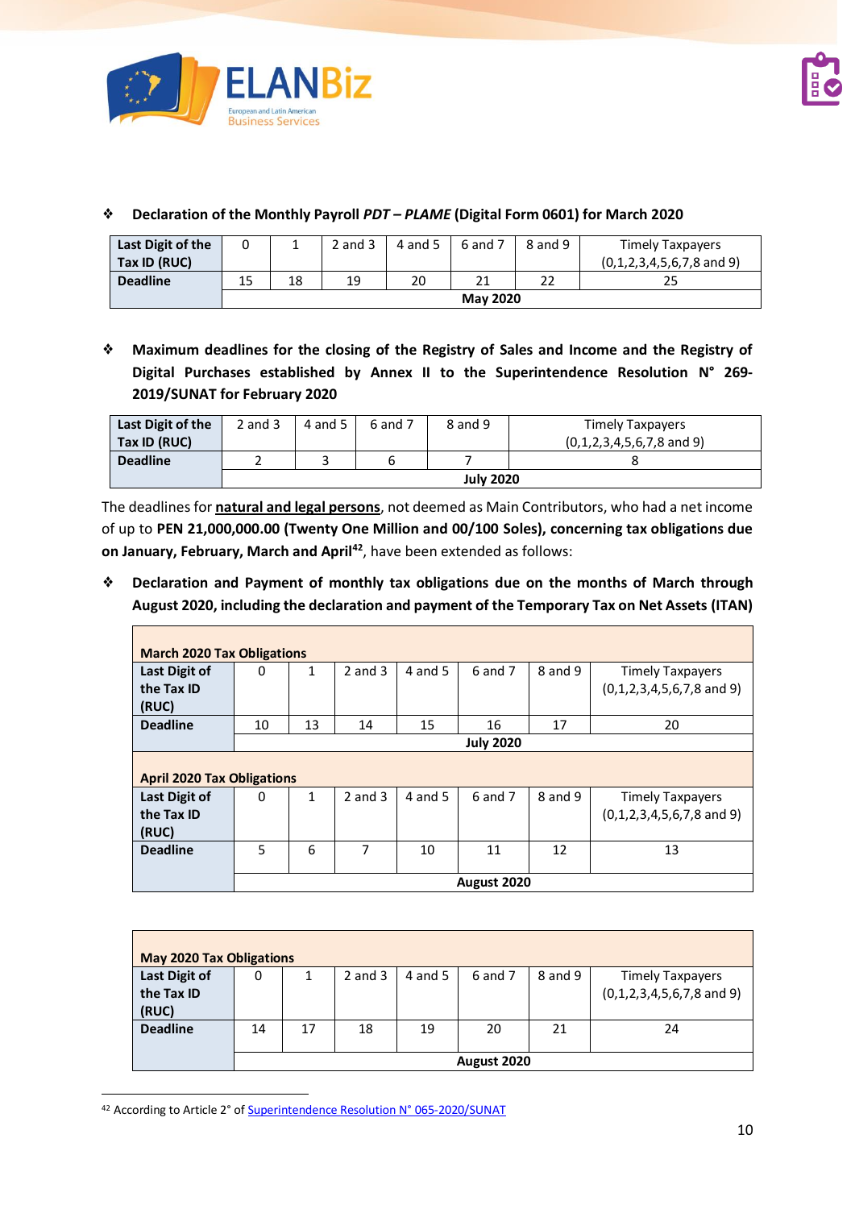- **Declaration of the Monthly Payroll *PDT – PLAME* (Digital Form 0601) for March 2020**

| Last Digit of the Tax ID (RUC) | 0 | 1 | 2 and 3 | 4 and 5 | 6 and 7 | 8 and 9 | Timely Taxpayers (0,1,2,3,4,5,6,7,8 and 9) |
|---|---|---|---|---|---|---|---|
| Deadline | 15 | 18 | 19 | 20 | 21 | 22 | 25 |
| | May 2020 | | | | | | |

- **Maximum deadlines for the closing of the Registry of Sales and Income and the Registry of Digital Purchases established by Annex II to the Superintendence Resolution N° 269-2019/SUNAT for February 2020**

| Last Digit of the Tax ID (RUC) | 2 and 3 | 4 and 5 | 6 and 7 | 8 and 9 | Timely Taxpayers (0,1,2,3,4,5,6,7,8 and 9) |
|---|---|---|---|---|---|
| Deadline | 2 | 3 | 6 | 7 | 8 |
| | July 2020 | | | | |

The deadlines for **natural and legal persons**, not deemed as Main Contributors, who had a net income of up to **PEN 21,000,000.00 (Twenty One Million and 00/100 Soles), concerning tax obligations due on January, February, March and April**[42], have been extended as follows:

- **Declaration and Payment of monthly tax obligations due on the months of March through August 2020, including the declaration and payment of the Temporary Tax on Net Assets (ITAN)**

| March 2020 Tax Obligations | | | | | | | |
|---|---|---|---|---|---|---|---|
| Last Digit of the Tax ID (RUC) | 0 | 1 | 2 and 3 | 4 and 5 | 6 and 7 | 8 and 9 | Timely Taxpayers (0,1,2,3,4,5,6,7,8 and 9) |
| Deadline | 10 | 13 | 14 | 15 | 16 | 17 | 20 |
| | July 2020 | | | | | | |
| **April 2020 Tax Obligations** | | | | | | | |
| Last Digit of the Tax ID (RUC) | 0 | 1 | 2 and 3 | 4 and 5 | 6 and 7 | 8 and 9 | Timely Taxpayers (0,1,2,3,4,5,6,7,8 and 9) |
| Deadline | 5 | 6 | 7 | 10 | 11 | 12 | 13 |
| | August 2020 | | | | | | |

| May 2020 Tax Obligations | | | | | | | |
|---|---|---|---|---|---|---|---|
| Last Digit of the Tax ID (RUC) | 0 | 1 | 2 and 3 | 4 and 5 | 6 and 7 | 8 and 9 | Timely Taxpayers (0,1,2,3,4,5,6,7,8 and 9) |
| Deadline | 14 | 17 | 18 | 19 | 20 | 21 | 24 |
| | August 2020 | | | | | | |

[42] According to Article 2° of Superintendence Resolution N° 065-2020/SUNAT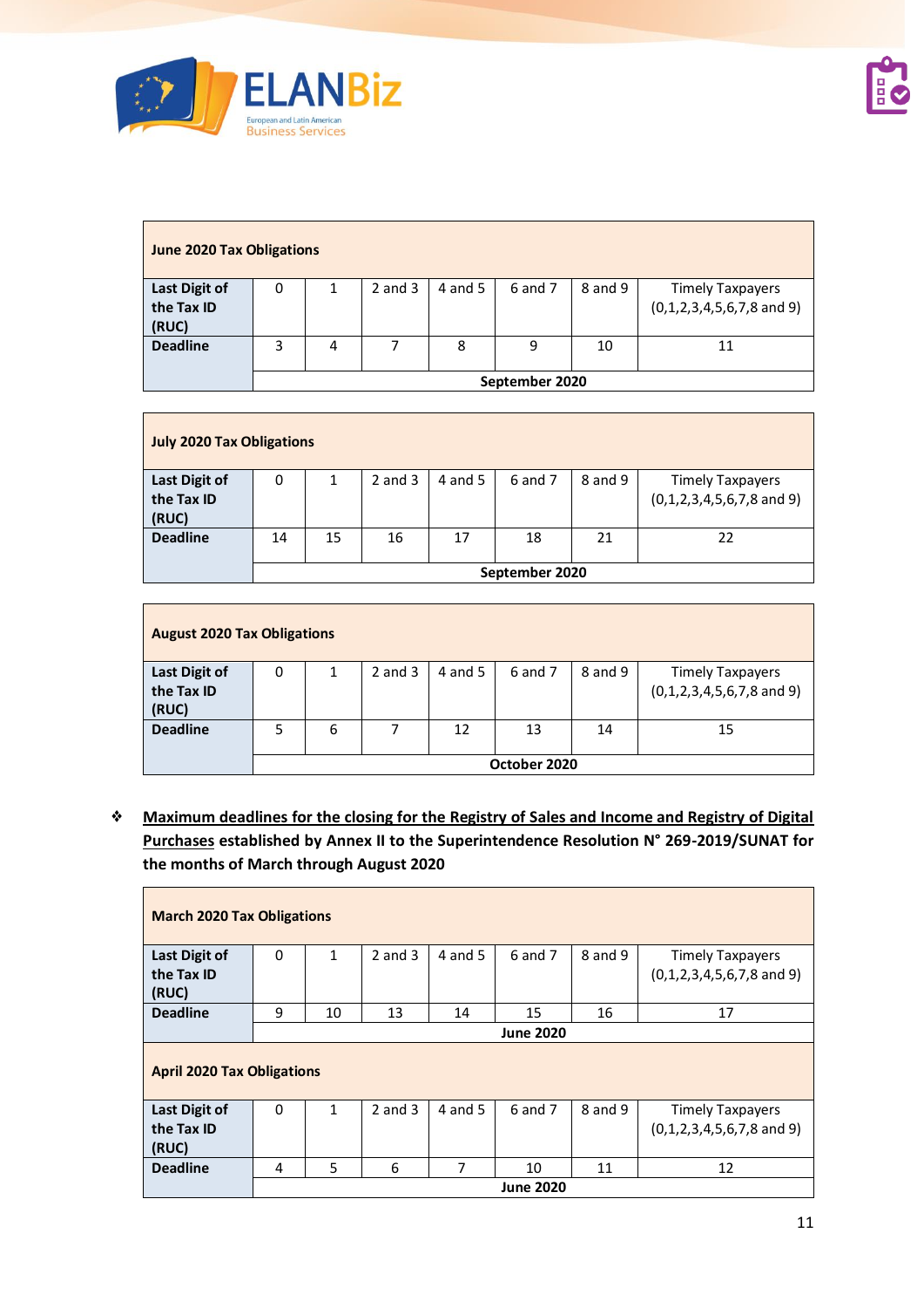| June 2020 Tax Obligations | | | | | | | |
|---|---|---|---|---|---|---|---|
| **Last Digit of the Tax ID (RUC)** | 0 | 1 | 2 and 3 | 4 and 5 | 6 and 7 | 8 and 9 | Timely Taxpayers (0,1,2,3,4,5,6,7,8 and 9) |
| **Deadline** | 3 | 4 | 7 | 8 | 9 | 10 | 11 |
| | **September 2020** | | | | | | |

| July 2020 Tax Obligations | | | | | | | |
|---|---|---|---|---|---|---|---|
| **Last Digit of the Tax ID (RUC)** | 0 | 1 | 2 and 3 | 4 and 5 | 6 and 7 | 8 and 9 | Timely Taxpayers (0,1,2,3,4,5,6,7,8 and 9) |
| **Deadline** | 14 | 15 | 16 | 17 | 18 | 21 | 22 |
| | **September 2020** | | | | | | |

| August 2020 Tax Obligations | | | | | | | |
|---|---|---|---|---|---|---|---|
| **Last Digit of the Tax ID (RUC)** | 0 | 1 | 2 and 3 | 4 and 5 | 6 and 7 | 8 and 9 | Timely Taxpayers (0,1,2,3,4,5,6,7,8 and 9) |
| **Deadline** | 5 | 6 | 7 | 12 | 13 | 14 | 15 |
| | **October 2020** | | | | | | |

❖ **Maximum deadlines for the closing for the Registry of Sales and Income and Registry of Digital Purchases established by Annex II to the Superintendence Resolution N° 269-2019/SUNAT for the months of March through August 2020**

| March 2020 Tax Obligations | | | | | | | |
|---|---|---|---|---|---|---|---|
| **Last Digit of the Tax ID (RUC)** | 0 | 1 | 2 and 3 | 4 and 5 | 6 and 7 | 8 and 9 | Timely Taxpayers (0,1,2,3,4,5,6,7,8 and 9) |
| **Deadline** | 9 | 10 | 13 | 14 | 15 | 16 | 17 |
| | **June 2020** | | | | | | |
| **April 2020 Tax Obligations** | | | | | | | |
| **Last Digit of the Tax ID (RUC)** | 0 | 1 | 2 and 3 | 4 and 5 | 6 and 7 | 8 and 9 | Timely Taxpayers (0,1,2,3,4,5,6,7,8 and 9) |
| **Deadline** | 4 | 5 | 6 | 7 | 10 | 11 | 12 |
| | **June 2020** | | | | | | |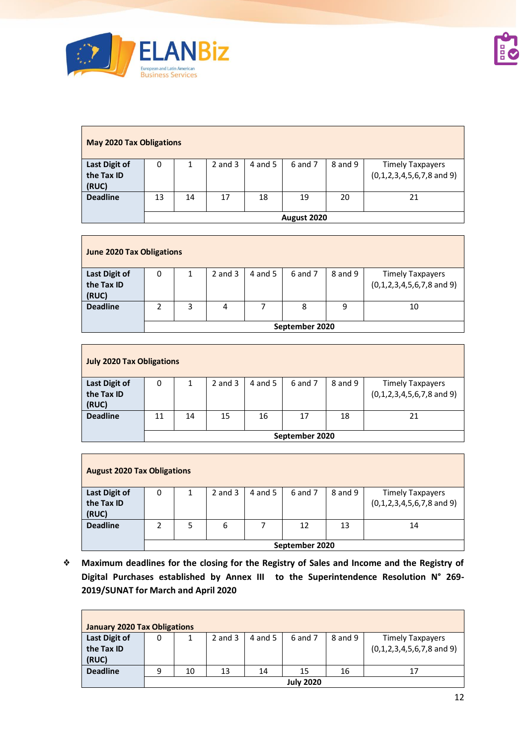| **May 2020 Tax Obligations** | | | | | | | |
|---|---|---|---|---|---|---|---|
| **Last Digit of the Tax ID (RUC)** | 0 | 1 | 2 and 3 | 4 and 5 | 6 and 7 | 8 and 9 | Timely Taxpayers (0,1,2,3,4,5,6,7,8 and 9) |
| **Deadline** | 13 | 14 | 17 | 18 | 19 | 20 | 21 |
| | **August 2020** | | | | | | |

| **June 2020 Tax Obligations** | | | | | | | |
|---|---|---|---|---|---|---|---|
| **Last Digit of the Tax ID (RUC)** | 0 | 1 | 2 and 3 | 4 and 5 | 6 and 7 | 8 and 9 | Timely Taxpayers (0,1,2,3,4,5,6,7,8 and 9) |
| **Deadline** | 2 | 3 | 4 | 7 | 8 | 9 | 10 |
| | **September 2020** | | | | | | |

| **July 2020 Tax Obligations** | | | | | | | |
|---|---|---|---|---|---|---|---|
| **Last Digit of the Tax ID (RUC)** | 0 | 1 | 2 and 3 | 4 and 5 | 6 and 7 | 8 and 9 | Timely Taxpayers (0,1,2,3,4,5,6,7,8 and 9) |
| **Deadline** | 11 | 14 | 15 | 16 | 17 | 18 | 21 |
| | **September 2020** | | | | | | |

| **August 2020 Tax Obligations** | | | | | | | |
|---|---|---|---|---|---|---|---|
| **Last Digit of the Tax ID (RUC)** | 0 | 1 | 2 and 3 | 4 and 5 | 6 and 7 | 8 and 9 | Timely Taxpayers (0,1,2,3,4,5,6,7,8 and 9) |
| **Deadline** | 2 | 5 | 6 | 7 | 12 | 13 | 14 |
| | **September 2020** | | | | | | |

- **Maximum deadlines for the closing for the Registry of Sales and Income and the Registry of Digital Purchases established by Annex III to the Superintendence Resolution N° 269-2019/SUNAT for March and April 2020**

| **January 2020 Tax Obligations** | | | | | | | |
|---|---|---|---|---|---|---|---|
| **Last Digit of the Tax ID (RUC)** | 0 | 1 | 2 and 3 | 4 and 5 | 6 and 7 | 8 and 9 | Timely Taxpayers (0,1,2,3,4,5,6,7,8 and 9) |
| **Deadline** | 9 | 10 | 13 | 14 | 15 | 16 | 17 |
| | **July 2020** | | | | | | |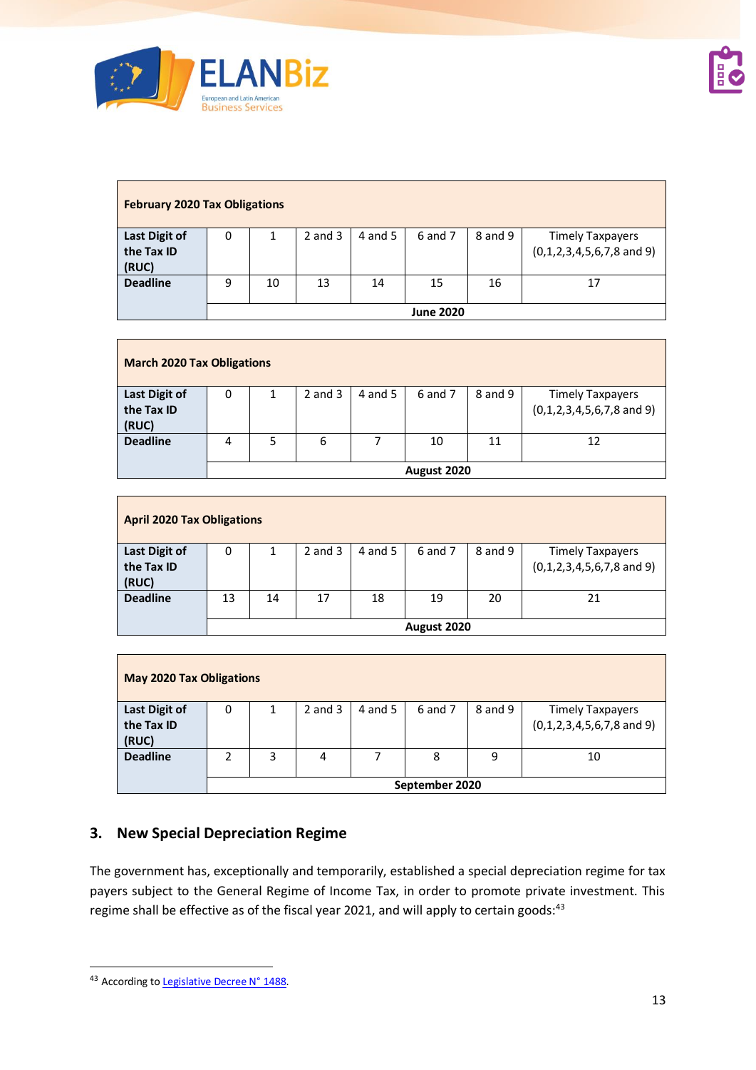| February 2020 Tax Obligations | | | | | | | |
|---|---|---|---|---|---|---|---|
| **Last Digit of the Tax ID (RUC)** | 0 | 1 | 2 and 3 | 4 and 5 | 6 and 7 | 8 and 9 | Timely Taxpayers (0,1,2,3,4,5,6,7,8 and 9) |
| **Deadline** | 9 | 10 | 13 | 14 | 15 | 16 | 17 |
| | **June 2020** | | | | | | |

| March 2020 Tax Obligations | | | | | | | |
|---|---|---|---|---|---|---|---|
| **Last Digit of the Tax ID (RUC)** | 0 | 1 | 2 and 3 | 4 and 5 | 6 and 7 | 8 and 9 | Timely Taxpayers (0,1,2,3,4,5,6,7,8 and 9) |
| **Deadline** | 4 | 5 | 6 | 7 | 10 | 11 | 12 |
| | **August 2020** | | | | | | |

| April 2020 Tax Obligations | | | | | | | |
|---|---|---|---|---|---|---|---|
| **Last Digit of the Tax ID (RUC)** | 0 | 1 | 2 and 3 | 4 and 5 | 6 and 7 | 8 and 9 | Timely Taxpayers (0,1,2,3,4,5,6,7,8 and 9) |
| **Deadline** | 13 | 14 | 17 | 18 | 19 | 20 | 21 |
| | **August 2020** | | | | | | |

| May 2020 Tax Obligations | | | | | | | |
|---|---|---|---|---|---|---|---|
| **Last Digit of the Tax ID (RUC)** | 0 | 1 | 2 and 3 | 4 and 5 | 6 and 7 | 8 and 9 | Timely Taxpayers (0,1,2,3,4,5,6,7,8 and 9) |
| **Deadline** | 2 | 3 | 4 | 7 | 8 | 9 | 10 |
| | **September 2020** | | | | | | |

## 3. New Special Depreciation Regime

The government has, exceptionally and temporarily, established a special depreciation regime for tax payers subject to the General Regime of Income Tax, in order to promote private investment. This regime shall be effective as of the fiscal year 2021, and will apply to certain goods:[43]

[43] According to Legislative Decree N° 1488.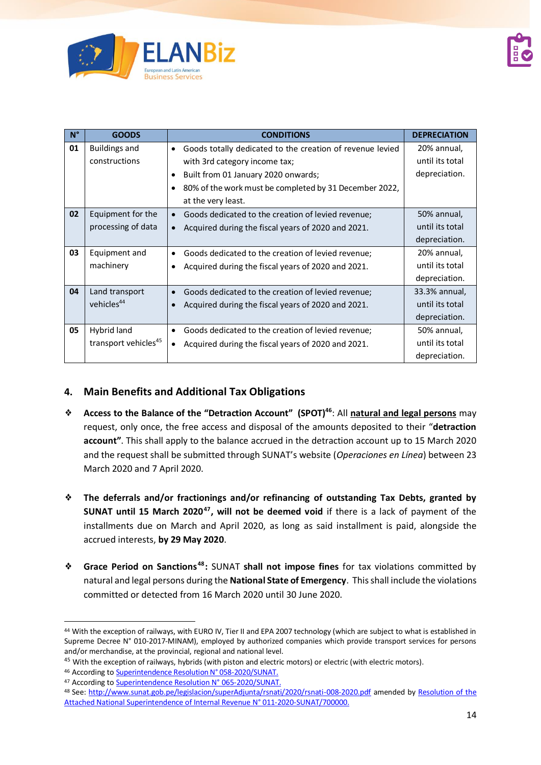| N° | GOODS | CONDITIONS | DEPRECIATION |
|---|---|---|---|
| 01 | Buildings and constructions | • Goods totally dedicated to the creation of revenue levied with 3rd category income tax;<br>• Built from 01 January 2020 onwards;<br>• 80% of the work must be completed by 31 December 2022, at the very least. | 20% annual, until its total depreciation. |
| 02 | Equipment for the processing of data | • Goods dedicated to the creation of levied revenue;<br>• Acquired during the fiscal years of 2020 and 2021. | 50% annual, until its total depreciation. |
| 03 | Equipment and machinery | • Goods dedicated to the creation of levied revenue;<br>• Acquired during the fiscal years of 2020 and 2021. | 20% annual, until its total depreciation. |
| 04 | Land transport vehicles[44] | • Goods dedicated to the creation of levied revenue;<br>• Acquired during the fiscal years of 2020 and 2021. | 33.3% annual, until its total depreciation. |
| 05 | Hybrid land transport vehicles[45] | • Goods dedicated to the creation of levied revenue;<br>• Acquired during the fiscal years of 2020 and 2021. | 50% annual, until its total depreciation. |

## 4. Main Benefits and Additional Tax Obligations

- **Access to the Balance of the "Detraction Account" (SPOT)[46]**: All **natural and legal persons** may request, only once, the free access and disposal of the amounts deposited to their "**detraction account"**. This shall apply to the balance accrued in the detraction account up to 15 March 2020 and the request shall be submitted through SUNAT's website (*Operaciones en Línea*) between 23 March 2020 and 7 April 2020.

- **The deferrals and/or fractionings and/or refinancing of outstanding Tax Debts, granted by SUNAT until 15 March 2020[47], will not be deemed void** if there is a lack of payment of the installments due on March and April 2020, as long as said installment is paid, alongside the accrued interests, **by 29 May 2020**.

- **Grace Period on Sanctions[48]:** SUNAT **shall not impose fines** for tax violations committed by natural and legal persons during the **National State of Emergency**. This shall include the violations committed or detected from 16 March 2020 until 30 June 2020.

---

[44] With the exception of railways, with EURO IV, Tier II and EPA 2007 technology (which are subject to what is established in Supreme Decree N° 010-2017-MINAM), employed by authorized companies which provide transport services for persons and/or merchandise, at the provincial, regional and national level.

[45] With the exception of railways, hybrids (with piston and electric motors) or electric (with electric motors).

[46] According to Superintendence Resolution N° 058-2020/SUNAT.

[47] According to Superintendence Resolution N° 065-2020/SUNAT.

[48] See: http://www.sunat.gob.pe/legislacion/superAdjunta/rsnati/2020/rsnati-008-2020.pdf amended by Resolution of the Attached National Superintendence of Internal Revenue N° 011-2020-SUNAT/700000.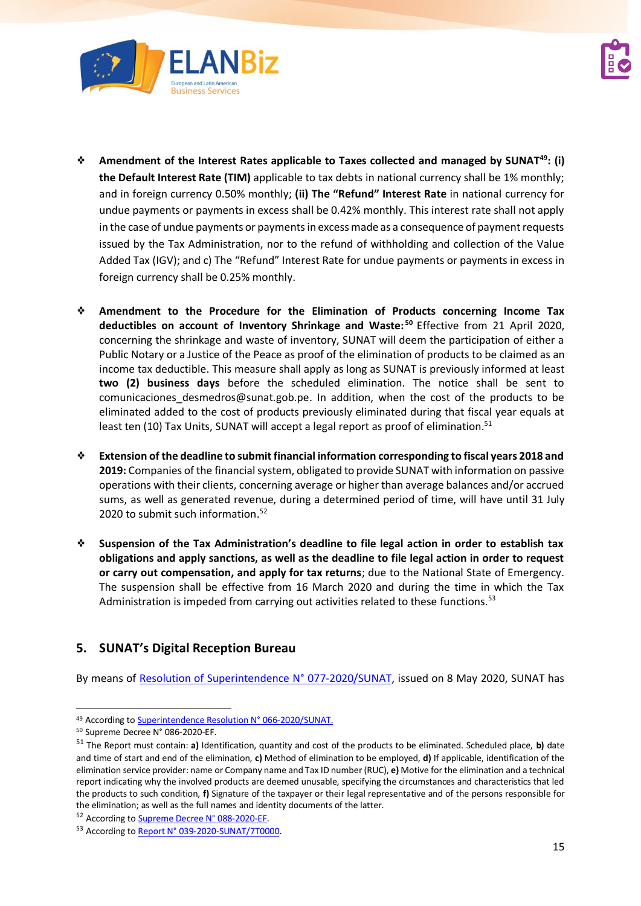- **Amendment of the Interest Rates applicable to Taxes collected and managed by SUNAT[49]: (i) the Default Interest Rate (TIM)** applicable to tax debts in national currency shall be 1% monthly; and in foreign currency 0.50% monthly; **(ii) The "Refund" Interest Rate** in national currency for undue payments or payments in excess shall be 0.42% monthly. This interest rate shall not apply in the case of undue payments or payments in excess made as a consequence of payment requests issued by the Tax Administration, nor to the refund of withholding and collection of the Value Added Tax (IGV); and c) The "Refund" Interest Rate for undue payments or payments in excess in foreign currency shall be 0.25% monthly.

- **Amendment to the Procedure for the Elimination of Products concerning Income Tax deductibles on account of Inventory Shrinkage and Waste:[50]** Effective from 21 April 2020, concerning the shrinkage and waste of inventory, SUNAT will deem the participation of either a Public Notary or a Justice of the Peace as proof of the elimination of products to be claimed as an income tax deductible. This measure shall apply as long as SUNAT is previously informed at least **two (2) business days** before the scheduled elimination. The notice shall be sent to comunicaciones_desmedros@sunat.gob.pe. In addition, when the cost of the products to be eliminated added to the cost of products previously eliminated during that fiscal year equals at least ten (10) Tax Units, SUNAT will accept a legal report as proof of elimination.[51]

- **Extension of the deadline to submit financial information corresponding to fiscal years 2018 and 2019:** Companies of the financial system, obligated to provide SUNAT with information on passive operations with their clients, concerning average or higher than average balances and/or accrued sums, as well as generated revenue, during a determined period of time, will have until 31 July 2020 to submit such information.[52]

- **Suspension of the Tax Administration's deadline to file legal action in order to establish tax obligations and apply sanctions, as well as the deadline to file legal action in order to request or carry out compensation, and apply for tax returns**; due to the National State of Emergency. The suspension shall be effective from 16 March 2020 and during the time in which the Tax Administration is impeded from carrying out activities related to these functions.[53]

## 5. SUNAT's Digital Reception Bureau

By means of [Resolution of Superintendence N° 077-2020/SUNAT](), issued on 8 May 2020, SUNAT has

---

[49] According to [Superintendence Resolution N° 066-2020/SUNAT.]()

[50] Supreme Decree N° 086-2020-EF.

[51] The Report must contain: **a)** Identification, quantity and cost of the products to be eliminated. Scheduled place, **b)** date and time of start and end of the elimination, **c)** Method of elimination to be employed, **d)** If applicable, identification of the elimination service provider: name or Company name and Tax ID number (RUC), **e)** Motive for the elimination and a technical report indicating why the involved products are deemed unusable, specifying the circumstances and characteristics that led the products to such condition, **f)** Signature of the taxpayer or their legal representative and of the persons responsible for the elimination; as well as the full names and identity documents of the latter.

[52] According to [Supreme Decree N° 088-2020-EF]().

[53] According to [Report N° 039-2020-SUNAT/7T0000]().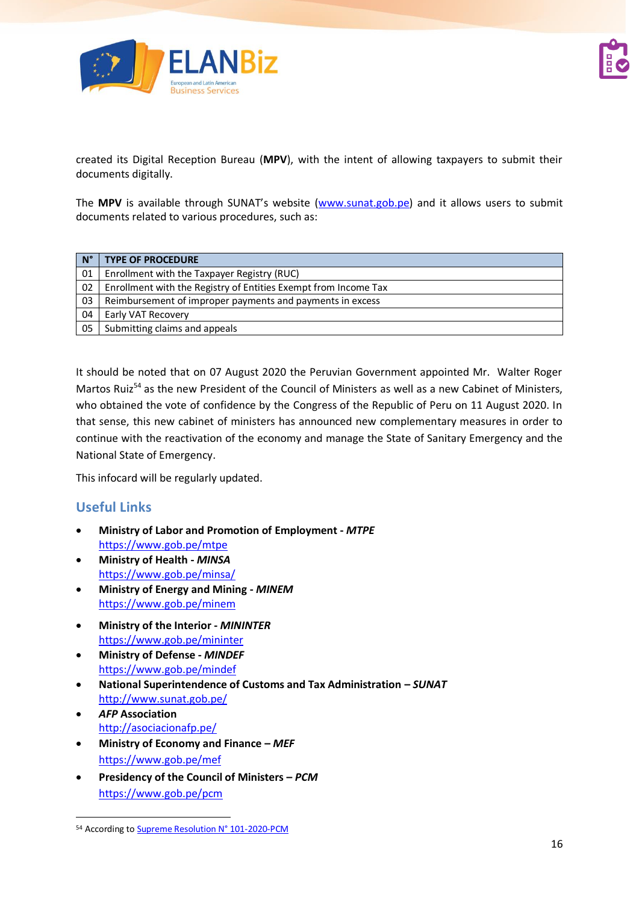created its Digital Reception Bureau (**MPV**), with the intent of allowing taxpayers to submit their documents digitally.

The **MPV** is available through SUNAT's website (www.sunat.gob.pe) and it allows users to submit documents related to various procedures, such as:

| N° | TYPE OF PROCEDURE |
|---|---|
| 01 | Enrollment with the Taxpayer Registry (RUC) |
| 02 | Enrollment with the Registry of Entities Exempt from Income Tax |
| 03 | Reimbursement of improper payments and payments in excess |
| 04 | Early VAT Recovery |
| 05 | Submitting claims and appeals |

It should be noted that on 07 August 2020 the Peruvian Government appointed Mr. Walter Roger Martos Ruiz[54] as the new President of the Council of Ministers as well as a new Cabinet of Ministers, who obtained the vote of confidence by the Congress of the Republic of Peru on 11 August 2020. In that sense, this new cabinet of ministers has announced new complementary measures in order to continue with the reactivation of the economy and manage the State of Sanitary Emergency and the National State of Emergency.

This infocard will be regularly updated.

## Useful Links

- **Ministry of Labor and Promotion of Employment - *MTPE***
  https://www.gob.pe/mtpe
- **Ministry of Health - *MINSA***
  https://www.gob.pe/minsa/
- **Ministry of Energy and Mining - *MINEM***
  https://www.gob.pe/minem
- **Ministry of the Interior - *MININTER***
  https://www.gob.pe/mininter
- **Ministry of Defense - *MINDEF***
  https://www.gob.pe/mindef
- **National Superintendence of Customs and Tax Administration – *SUNAT***
  http://www.sunat.gob.pe/
- ***AFP* Association**
  http://asociacionafp.pe/
- **Ministry of Economy and Finance – *MEF***
  https://www.gob.pe/mef
- **Presidency of the Council of Ministers – *PCM***
  https://www.gob.pe/pcm

[54] According to Supreme Resolution N° 101-2020-PCM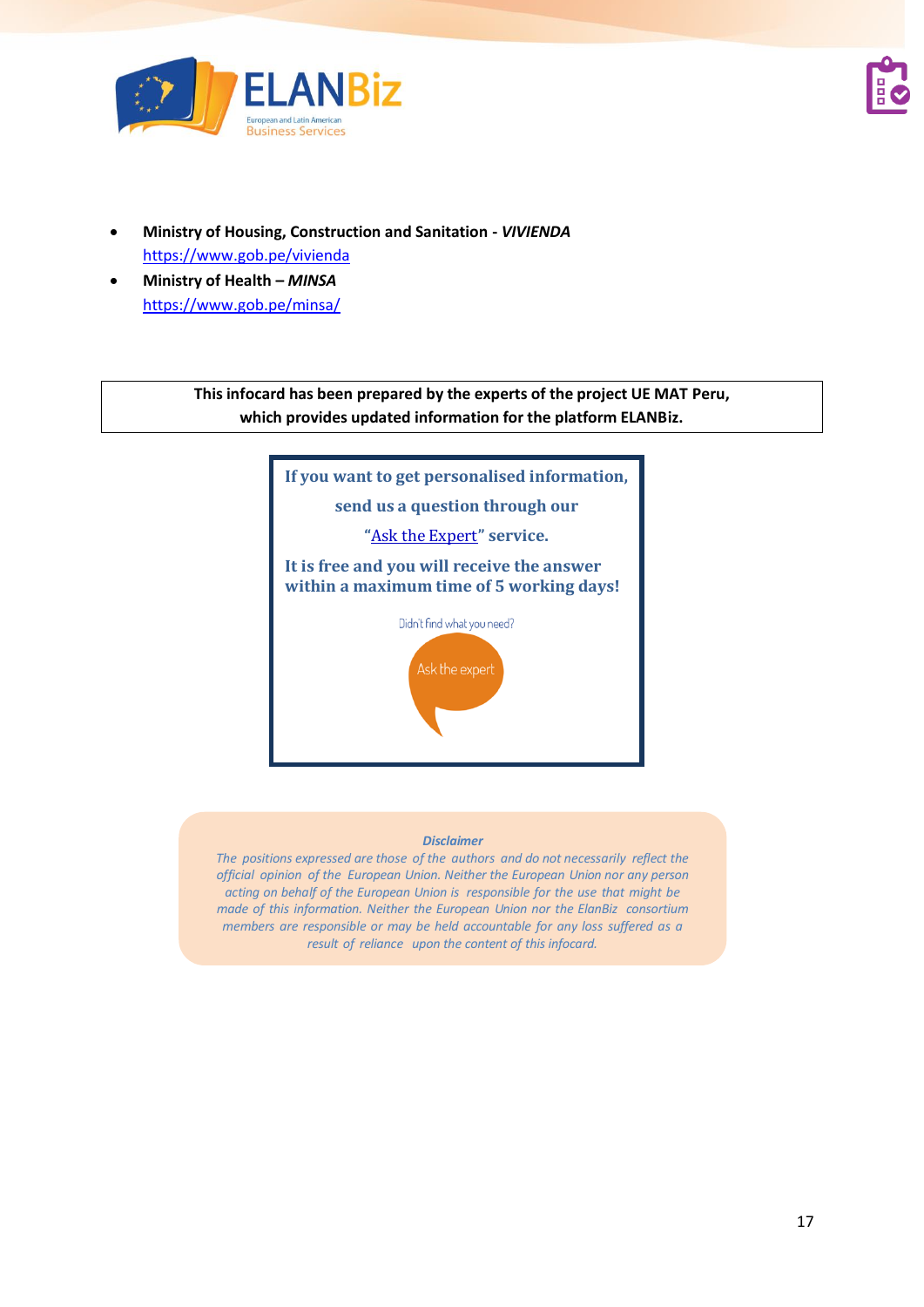- **Ministry of Housing, Construction and Sanitation - *VIVIENDA***
  https://www.gob.pe/vivienda
- **Ministry of Health – *MINSA***
  https://www.gob.pe/minsa/

**This infocard has been prepared by the experts of the project UE MAT Peru, which provides updated information for the platform ELANBiz.**

**If you want to get personalised information, send us a question through our "Ask the Expert" service.**

**It is free and you will receive the answer within a maximum time of 5 working days!**

Didn't find what you need?

Ask the expert

***Disclaimer***

*The positions expressed are those of the authors and do not necessarily reflect the official opinion of the European Union. Neither the European Union nor any person acting on behalf of the European Union is responsible for the use that might be made of this information. Neither the European Union nor the ElanBiz consortium members are responsible or may be held accountable for any loss suffered as a result of reliance upon the content of this infocard.*